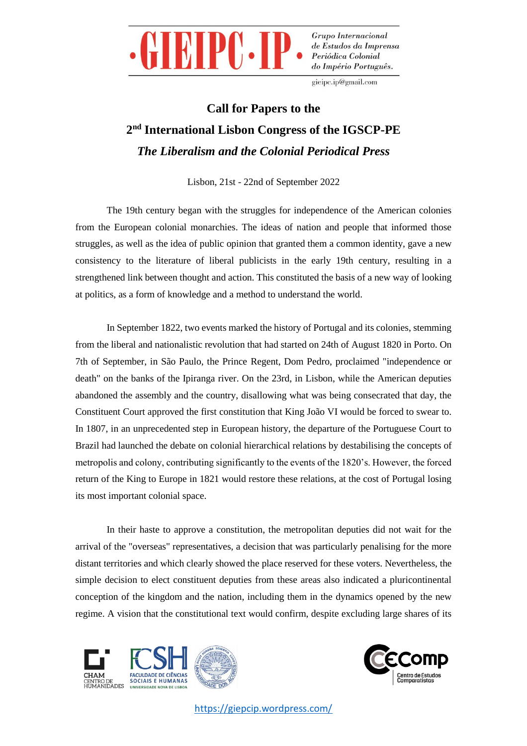·GIEIPC·IP· Grupo Internacional de Estudos da Imprensa Periódica Colonial do Império Português.

gieipc.ip@gmail.com

# Call for Papers to the
# 2nd International Lisbon Congress of the IGSCP-PE
# *The Liberalism and the Colonial Periodical Press*

Lisbon, 21st - 22nd of September 2022

The 19th century began with the struggles for independence of the American colonies from the European colonial monarchies. The ideas of nation and people that informed those struggles, as well as the idea of public opinion that granted them a common identity, gave a new consistency to the literature of liberal publicists in the early 19th century, resulting in a strengthened link between thought and action. This constituted the basis of a new way of looking at politics, as a form of knowledge and a method to understand the world.

In September 1822, two events marked the history of Portugal and its colonies, stemming from the liberal and nationalistic revolution that had started on 24th of August 1820 in Porto. On 7th of September, in São Paulo, the Prince Regent, Dom Pedro, proclaimed "independence or death" on the banks of the Ipiranga river. On the 23rd, in Lisbon, while the American deputies abandoned the assembly and the country, disallowing what was being consecrated that day, the Constituent Court approved the first constitution that King João VI would be forced to swear to. In 1807, in an unprecedented step in European history, the departure of the Portuguese Court to Brazil had launched the debate on colonial hierarchical relations by destabilising the concepts of metropolis and colony, contributing significantly to the events of the 1820's. However, the forced return of the King to Europe in 1821 would restore these relations, at the cost of Portugal losing its most important colonial space.

In their haste to approve a constitution, the metropolitan deputies did not wait for the arrival of the "overseas" representatives, a decision that was particularly penalising for the more distant territories and which clearly showed the place reserved for these voters. Nevertheless, the simple decision to elect constituent deputies from these areas also indicated a pluricontinental conception of the kingdom and the nation, including them in the dynamics opened by the new regime. A vision that the constitutional text would confirm, despite excluding large shares of its

https://giepcip.wordpress.com/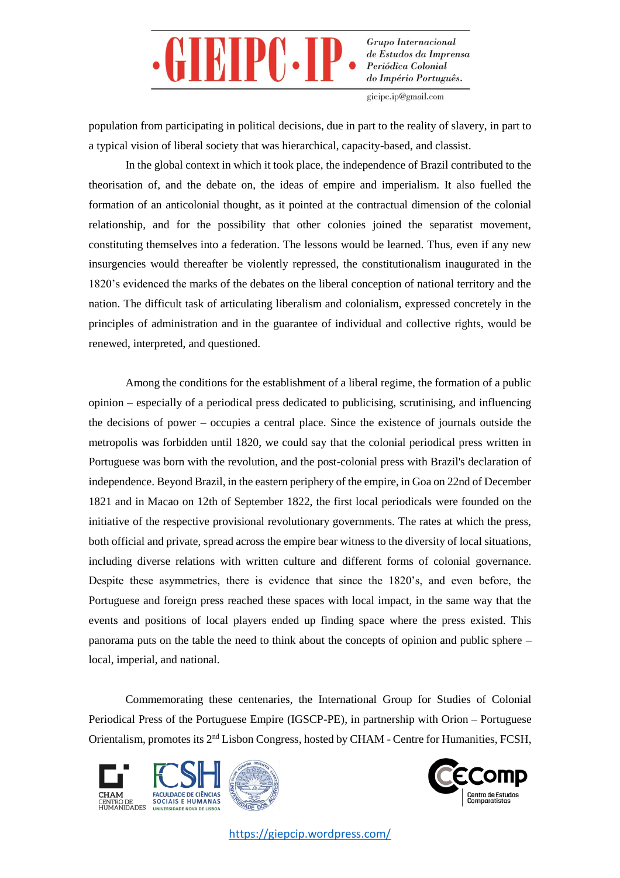population from participating in political decisions, due in part to the reality of slavery, in part to a typical vision of liberal society that was hierarchical, capacity-based, and classist.

In the global context in which it took place, the independence of Brazil contributed to the theorisation of, and the debate on, the ideas of empire and imperialism. It also fuelled the formation of an anticolonial thought, as it pointed at the contractual dimension of the colonial relationship, and for the possibility that other colonies joined the separatist movement, constituting themselves into a federation. The lessons would be learned. Thus, even if any new insurgencies would thereafter be violently repressed, the constitutionalism inaugurated in the 1820's evidenced the marks of the debates on the liberal conception of national territory and the nation. The difficult task of articulating liberalism and colonialism, expressed concretely in the principles of administration and in the guarantee of individual and collective rights, would be renewed, interpreted, and questioned.

Among the conditions for the establishment of a liberal regime, the formation of a public opinion – especially of a periodical press dedicated to publicising, scrutinising, and influencing the decisions of power – occupies a central place. Since the existence of journals outside the metropolis was forbidden until 1820, we could say that the colonial periodical press written in Portuguese was born with the revolution, and the post-colonial press with Brazil's declaration of independence. Beyond Brazil, in the eastern periphery of the empire, in Goa on 22nd of December 1821 and in Macao on 12th of September 1822, the first local periodicals were founded on the initiative of the respective provisional revolutionary governments. The rates at which the press, both official and private, spread across the empire bear witness to the diversity of local situations, including diverse relations with written culture and different forms of colonial governance. Despite these asymmetries, there is evidence that since the 1820's, and even before, the Portuguese and foreign press reached these spaces with local impact, in the same way that the events and positions of local players ended up finding space where the press existed. This panorama puts on the table the need to think about the concepts of opinion and public sphere – local, imperial, and national.

Commemorating these centenaries, the International Group for Studies of Colonial Periodical Press of the Portuguese Empire (IGSCP-PE), in partnership with Orion – Portuguese Orientalism, promotes its 2nd Lisbon Congress, hosted by CHAM - Centre for Humanities, FCSH,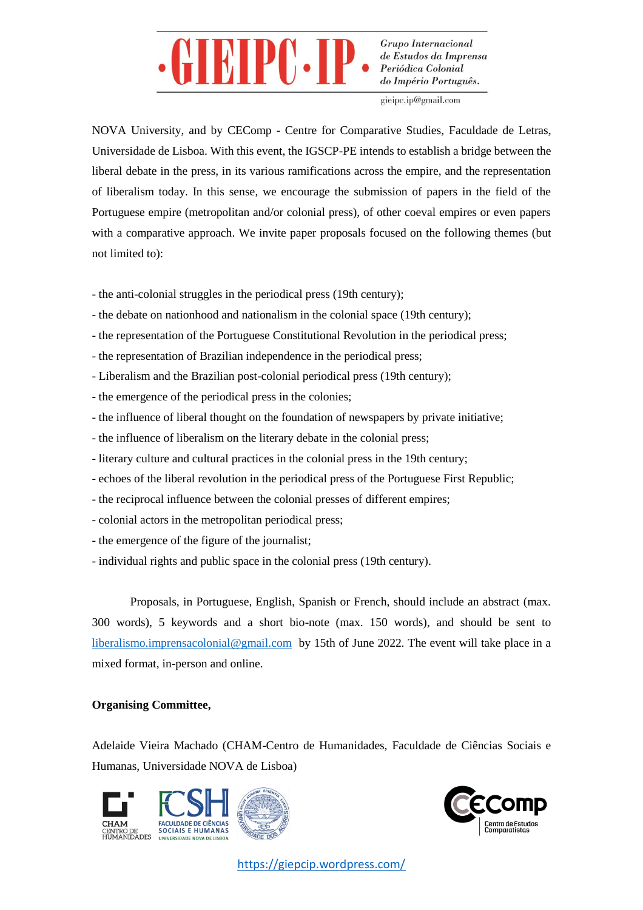NOVA University, and by CEComp - Centre for Comparative Studies, Faculdade de Letras, Universidade de Lisboa. With this event, the IGSCP-PE intends to establish a bridge between the liberal debate in the press, in its various ramifications across the empire, and the representation of liberalism today. In this sense, we encourage the submission of papers in the field of the Portuguese empire (metropolitan and/or colonial press), of other coeval empires or even papers with a comparative approach. We invite paper proposals focused on the following themes (but not limited to):

- the anti-colonial struggles in the periodical press (19th century);
- the debate on nationhood and nationalism in the colonial space (19th century);
- the representation of the Portuguese Constitutional Revolution in the periodical press;
- the representation of Brazilian independence in the periodical press;
- Liberalism and the Brazilian post-colonial periodical press (19th century);
- the emergence of the periodical press in the colonies;
- the influence of liberal thought on the foundation of newspapers by private initiative;
- the influence of liberalism on the literary debate in the colonial press;
- literary culture and cultural practices in the colonial press in the 19th century;
- echoes of the liberal revolution in the periodical press of the Portuguese First Republic;
- the reciprocal influence between the colonial presses of different empires;
- colonial actors in the metropolitan periodical press;
- the emergence of the figure of the journalist;
- individual rights and public space in the colonial press (19th century).

Proposals, in Portuguese, English, Spanish or French, should include an abstract (max. 300 words), 5 keywords and a short bio-note (max. 150 words), and should be sent to liberalismo.imprensacolonial@gmail.com by 15th of June 2022. The event will take place in a mixed format, in-person and online.

**Organising Committee,**

Adelaide Vieira Machado (CHAM-Centro de Humanidades, Faculdade de Ciências Sociais e Humanas, Universidade NOVA de Lisboa)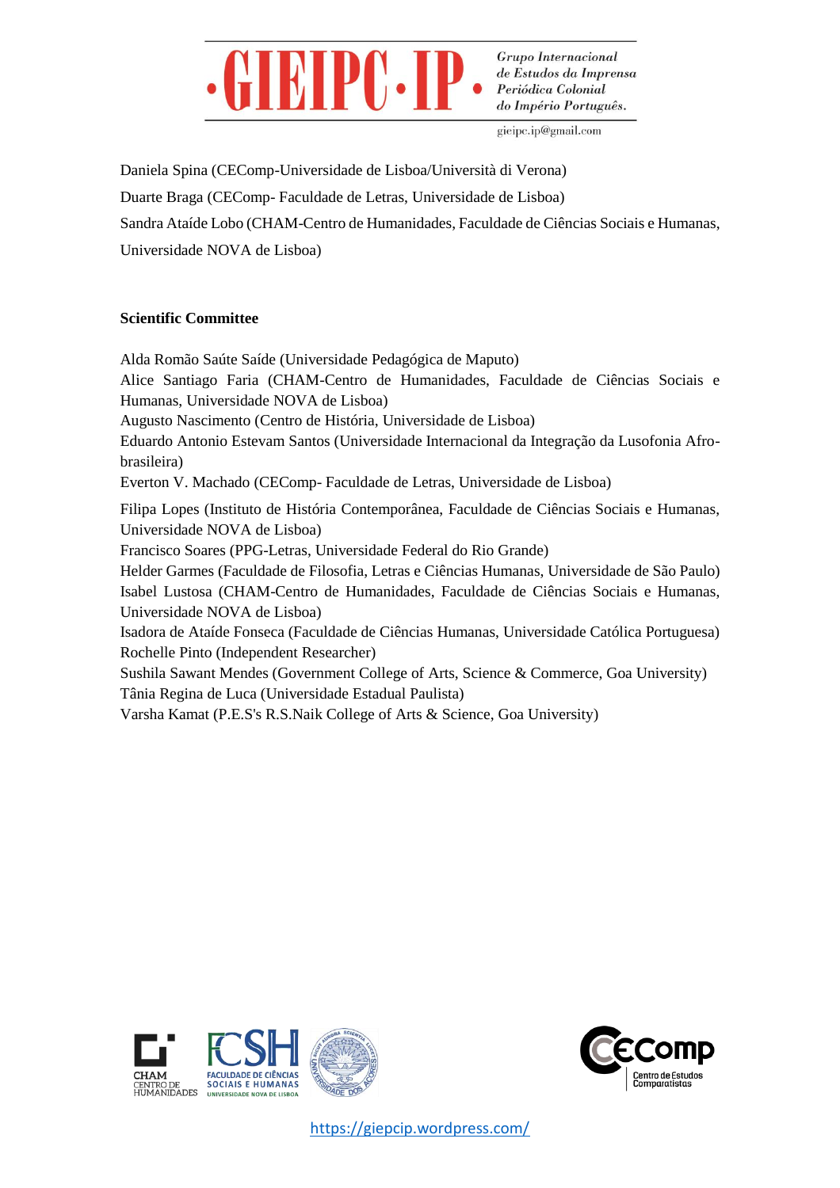Daniela Spina (CEComp-Universidade de Lisboa/Università di Verona)

Duarte Braga (CEComp- Faculdade de Letras, Universidade de Lisboa)

Sandra Ataíde Lobo (CHAM-Centro de Humanidades, Faculdade de Ciências Sociais e Humanas, Universidade NOVA de Lisboa)

**Scientific Committee**

Alda Romão Saúte Saíde (Universidade Pedagógica de Maputo)
Alice Santiago Faria (CHAM-Centro de Humanidades, Faculdade de Ciências Sociais e Humanas, Universidade NOVA de Lisboa)
Augusto Nascimento (Centro de História, Universidade de Lisboa)
Eduardo Antonio Estevam Santos (Universidade Internacional da Integração da Lusofonia Afro-brasileira)
Everton V. Machado (CEComp- Faculdade de Letras, Universidade de Lisboa)
Filipa Lopes (Instituto de História Contemporânea, Faculdade de Ciências Sociais e Humanas, Universidade NOVA de Lisboa)
Francisco Soares (PPG-Letras, Universidade Federal do Rio Grande)
Helder Garmes (Faculdade de Filosofia, Letras e Ciências Humanas, Universidade de São Paulo)
Isabel Lustosa (CHAM-Centro de Humanidades, Faculdade de Ciências Sociais e Humanas, Universidade NOVA de Lisboa)
Isadora de Ataíde Fonseca (Faculdade de Ciências Humanas, Universidade Católica Portuguesa)
Rochelle Pinto (Independent Researcher)
Sushila Sawant Mendes (Government College of Arts, Science & Commerce, Goa University)
Tânia Regina de Luca (Universidade Estadual Paulista)
Varsha Kamat (P.E.S's R.S.Naik College of Arts & Science, Goa University)